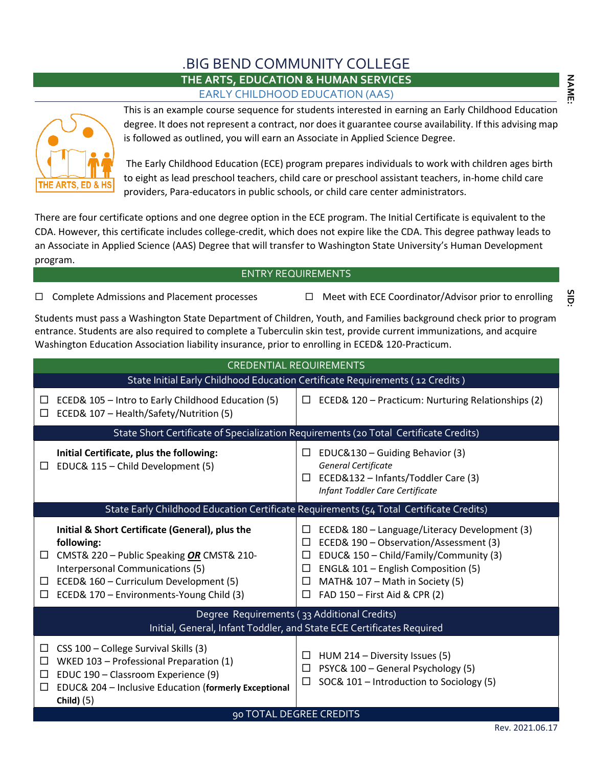# .BIG BEND COMMUNITY COLLEGE

## THE ARTS, EDUCATION & HUMAN SERVICES

### EARLY CHILDHOOD EDUCATION (AAS)

**NAME:**

**SID:**

This is an example course sequence for students interested in earning an Early Childhood Education degree. It does not represent a contract, nor does it guarantee course availability. If this advising map is followed as outlined, you will earn an Associate in Applied Science Degree.

The Early Childhood Education (ECE) program prepares individuals to work with children ages birth to eight as lead preschool teachers, child care or preschool assistant teachers, in-home child care providers, Para-educators in public schools, or child care center administrators.

There are four certificate options and one degree option in the ECE program. The Initial Certificate is equivalent to the CDA. However, this certificate includes college-credit, which does not expire like the CDA. This degree pathway leads to an Associate in Applied Science (AAS) Degree that will transfer to Washington State University's Human Development program.

## ENTRY REQUIREMENTS

- ☐ Complete Admissions and Placement processes
- ☐ Meet with ECE Coordinator/Advisor prior to enrolling

Students must pass a Washington State Department of Children, Youth, and Families background check prior to program entrance. Students are also required to complete a Tuberculin skin test, provide current immunizations, and acquire Washington Education Association liability insurance, prior to enrolling in ECED& 120-Practicum.

## CREDENTIAL REQUIREMENTS

### State Initial Early Childhood Education Certificate Requirements ( 12 Credits )

- ☐ ECED& 105 – Intro to Early Childhood Education (5)
- ☐ ECED& 107 – Health/Safety/Nutrition (5)
- ☐ ECED& 120 – Practicum: Nurturing Relationships (2)

### State Short Certificate of Specialization Requirements (20 Total Certificate Credits)

**Initial Certificate, plus the following:**

- ☐ EDUC& 115 – Child Development (5)
- ☐ EDUC&130 – Guiding Behavior (3)
  *General Certificate*
- ☐ ECED&132 – Infants/Toddler Care (3)
  *Infant Toddler Care Certificate*

### State Early Childhood Education Certificate Requirements (54 Total Certificate Credits)

**Initial & Short Certificate (General), plus the following:**

- ☐ CMST& 220 – Public Speaking ***OR*** CMST& 210-Interpersonal Communications (5)
- ☐ ECED& 160 – Curriculum Development (5)
- ☐ ECED& 170 – Environments-Young Child (3)
- ☐ ECED& 180 – Language/Literacy Development (3)
- ☐ ECED& 190 – Observation/Assessment (3)
- ☐ EDUC& 150 – Child/Family/Community (3)
- ☐ ENGL& 101 – English Composition (5)
- ☐ MATH& 107 – Math in Society (5)
- ☐ FAD 150 – First Aid & CPR (2)

### Degree Requirements ( 33 Additional Credits)
Initial, General, Infant Toddler, and State ECE Certificates Required

- ☐ CSS 100 – College Survival Skills (3)
- ☐ WKED 103 – Professional Preparation (1)
- ☐ EDUC 190 – Classroom Experience (9)
- ☐ EDUC& 204 – Inclusive Education (**formerly Exceptional Child**) (5)
- ☐ HUM 214 – Diversity Issues (5)
- ☐ PSYC& 100 – General Psychology (5)
- ☐ SOC& 101 – Introduction to Sociology (5)

### 90 TOTAL DEGREE CREDITS

Rev. 2021.06.17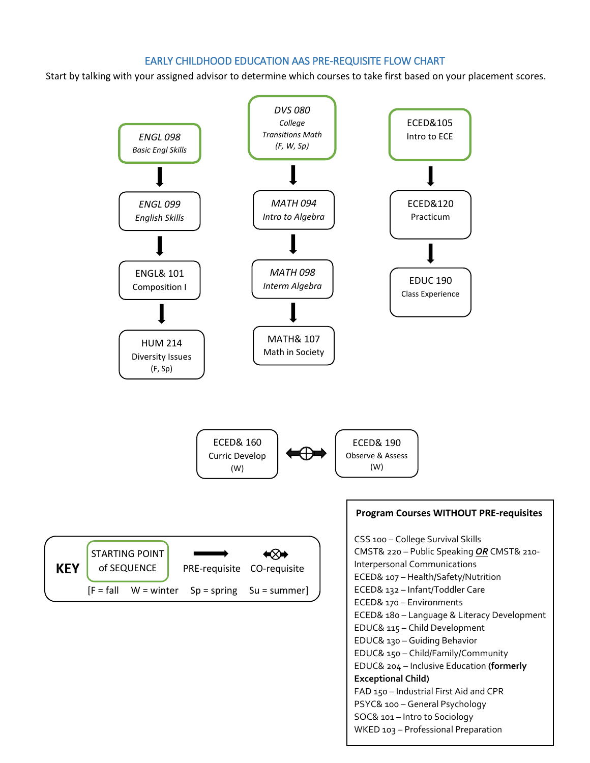# EARLY CHILDHOOD EDUCATION AAS PRE-REQUISITE FLOW CHART

Start by talking with your assigned advisor to determine which courses to take first based on your placement scores.

*ENGL 098*
*Basic Engl Skills*
↓
*ENGL 099*
*English Skills*
↓
ENGL& 101
Composition I
↓
HUM 214
Diversity Issues
(F, Sp)

*DVS 080*
*College Transitions Math*
*(F, W, Sp)*
↓
*MATH 094*
*Intro to Algebra*
↓
*MATH 098*
*Interm Algebra*
↓
MATH& 107
Math in Society

ECED&105
Intro to ECE
↓
ECED&120
Practicum
↓
EDUC 190
Class Experience

ECED& 160
Curric Develop
(W)
⟷ (CO-requisite) ⟷
ECED& 190
Observe & Assess
(W)

**KEY**

STARTING POINT of SEQUENCE | → PRE-requisite | ⟷ CO-requisite

[F = fall W = winter Sp = spring Su = summer]

**Program Courses WITHOUT PRE-requisites**

CSS 100 – College Survival Skills
CMST& 220 – Public Speaking ***OR*** CMST& 210-Interpersonal Communications
ECED& 107 – Health/Safety/Nutrition
ECED& 132 – Infant/Toddler Care
ECED& 170 – Environments
ECED& 180 – Language & Literacy Development
EDUC& 115 – Child Development
EDUC& 130 – Guiding Behavior
EDUC& 150 – Child/Family/Community
EDUC& 204 – Inclusive Education **(formerly Exceptional Child)**
FAD 150 – Industrial First Aid and CPR
PSYC& 100 – General Psychology
SOC& 101 – Intro to Sociology
WKED 103 – Professional Preparation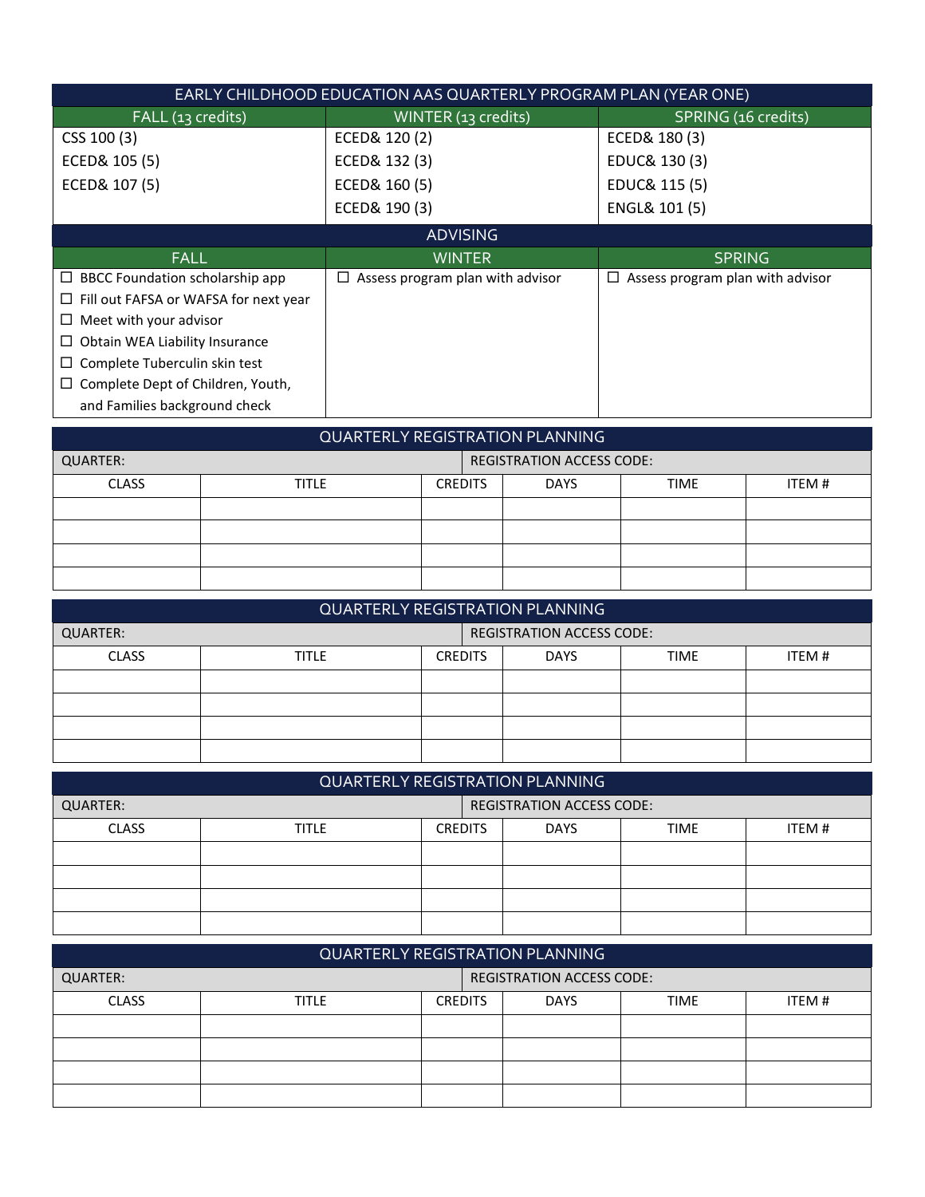| EARLY CHILDHOOD EDUCATION AAS QUARTERLY PROGRAM PLAN (YEAR ONE) | | |
|---|---|---|
| FALL (13 credits) | WINTER (13 credits) | SPRING (16 credits) |
| CSS 100 (3) | ECED& 120 (2) | ECED& 180 (3) |
| ECED& 105 (5) | ECED& 132 (3) | EDUC& 130 (3) |
| ECED& 107 (5) | ECED& 160 (5) | EDUC& 115 (5) |
| | ECED& 190 (3) | ENGL& 101 (5) |

| ADVISING | | |
|---|---|---|
| FALL | WINTER | SPRING |
| ☐ BBCC Foundation scholarship app<br>☐ Fill out FAFSA or WAFSA for next year<br>☐ Meet with your advisor<br>☐ Obtain WEA Liability Insurance<br>☐ Complete Tuberculin skin test<br>☐ Complete Dept of Children, Youth, and Families background check | ☐ Assess program plan with advisor | ☐ Assess program plan with advisor |

| QUARTERLY REGISTRATION PLANNING | | | | | |
|---|---|---|---|---|---|
| QUARTER: | | | REGISTRATION ACCESS CODE: | | |
| CLASS | TITLE | CREDITS | DAYS | TIME | ITEM # |
| | | | | | |
| | | | | | |
| | | | | | |
| | | | | | |

| QUARTERLY REGISTRATION PLANNING | | | | | |
|---|---|---|---|---|---|
| QUARTER: | | | REGISTRATION ACCESS CODE: | | |
| CLASS | TITLE | CREDITS | DAYS | TIME | ITEM # |
| | | | | | |
| | | | | | |
| | | | | | |
| | | | | | |

| QUARTERLY REGISTRATION PLANNING | | | | | |
|---|---|---|---|---|---|
| QUARTER: | | | REGISTRATION ACCESS CODE: | | |
| CLASS | TITLE | CREDITS | DAYS | TIME | ITEM # |
| | | | | | |
| | | | | | |
| | | | | | |
| | | | | | |

| QUARTERLY REGISTRATION PLANNING | | | | | |
|---|---|---|---|---|---|
| QUARTER: | | | REGISTRATION ACCESS CODE: | | |
| CLASS | TITLE | CREDITS | DAYS | TIME | ITEM # |
| | | | | | |
| | | | | | |
| | | | | | |
| | | | | | |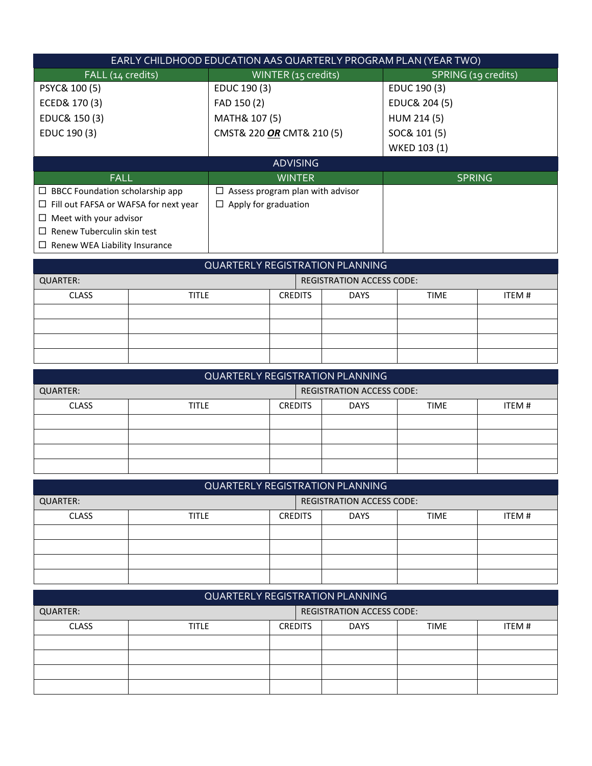| EARLY CHILDHOOD EDUCATION AAS QUARTERLY PROGRAM PLAN (YEAR TWO) | | |
|---|---|---|
| FALL (14 credits) | WINTER (15 credits) | SPRING (19 credits) |
| PSYC& 100 (5) | EDUC 190 (3) | EDUC 190 (3) |
| ECED& 170 (3) | FAD 150 (2) | EDUC& 204 (5) |
| EDUC& 150 (3) | MATH& 107 (5) | HUM 214 (5) |
| EDUC 190 (3) | CMST& 220 ***OR*** CMT& 210 (5) | SOC& 101 (5) |
| | | WKED 103 (1) |

| ADVISING | | |
|---|---|---|
| FALL | WINTER | SPRING |
| ☐ BBCC Foundation scholarship app | ☐ Assess program plan with advisor | |
| ☐ Fill out FAFSA or WAFSA for next year | ☐ Apply for graduation | |
| ☐ Meet with your advisor | | |
| ☐ Renew Tuberculin skin test | | |
| ☐ Renew WEA Liability Insurance | | |

| QUARTERLY REGISTRATION PLANNING | | | | | |
|---|---|---|---|---|---|
| QUARTER: | | REGISTRATION ACCESS CODE: | | | |
| CLASS | TITLE | CREDITS | DAYS | TIME | ITEM # |
| | | | | | |
| | | | | | |
| | | | | | |
| | | | | | |

| QUARTERLY REGISTRATION PLANNING | | | | | |
|---|---|---|---|---|---|
| QUARTER: | | REGISTRATION ACCESS CODE: | | | |
| CLASS | TITLE | CREDITS | DAYS | TIME | ITEM # |
| | | | | | |
| | | | | | |
| | | | | | |
| | | | | | |

| QUARTERLY REGISTRATION PLANNING | | | | | |
|---|---|---|---|---|---|
| QUARTER: | | REGISTRATION ACCESS CODE: | | | |
| CLASS | TITLE | CREDITS | DAYS | TIME | ITEM # |
| | | | | | |
| | | | | | |
| | | | | | |
| | | | | | |

| QUARTERLY REGISTRATION PLANNING | | | | | |
|---|---|---|---|---|---|
| QUARTER: | | REGISTRATION ACCESS CODE: | | | |
| CLASS | TITLE | CREDITS | DAYS | TIME | ITEM # |
| | | | | | |
| | | | | | |
| | | | | | |
| | | | | | |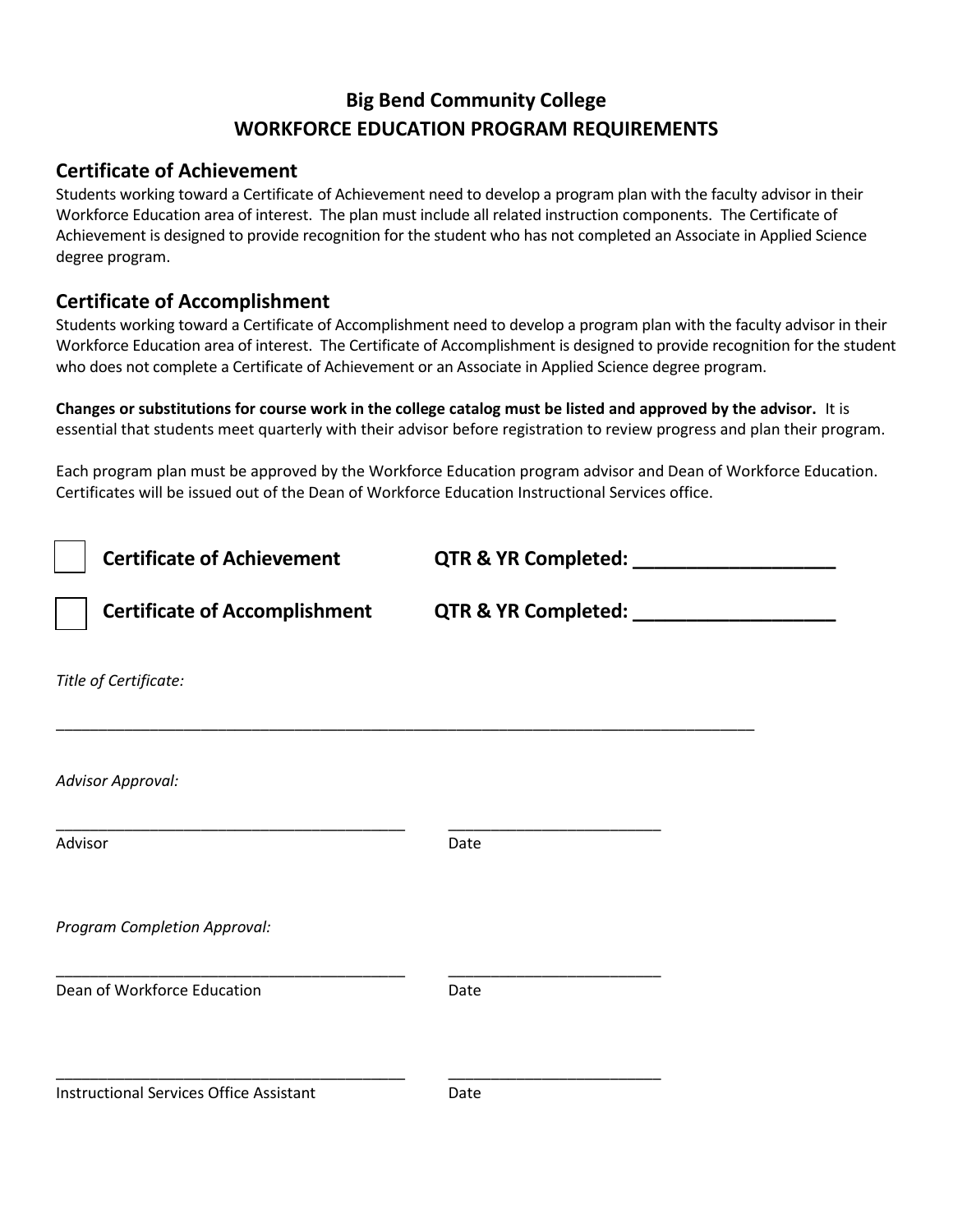# Big Bend Community College
## WORKFORCE EDUCATION PROGRAM REQUIREMENTS

### Certificate of Achievement

Students working toward a Certificate of Achievement need to develop a program plan with the faculty advisor in their Workforce Education area of interest. The plan must include all related instruction components. The Certificate of Achievement is designed to provide recognition for the student who has not completed an Associate in Applied Science degree program.

### Certificate of Accomplishment

Students working toward a Certificate of Accomplishment need to develop a program plan with the faculty advisor in their Workforce Education area of interest. The Certificate of Accomplishment is designed to provide recognition for the student who does not complete a Certificate of Achievement or an Associate in Applied Science degree program.

**Changes or substitutions for course work in the college catalog must be listed and approved by the advisor.** It is essential that students meet quarterly with their advisor before registration to review progress and plan their program.

Each program plan must be approved by the Workforce Education program advisor and Dean of Workforce Education. Certificates will be issued out of the Dean of Workforce Education Instructional Services office.

☐ **Certificate of Achievement** **QTR & YR Completed: ___________________**

☐ **Certificate of Accomplishment** **QTR & YR Completed: ___________________**

*Title of Certificate:*

_____________________________________________________________________________

*Advisor Approval:*

_________________________________________ _________________________

Advisor Date

*Program Completion Approval:*

_________________________________________ _________________________

Dean of Workforce Education Date

_________________________________________ _________________________

Instructional Services Office Assistant Date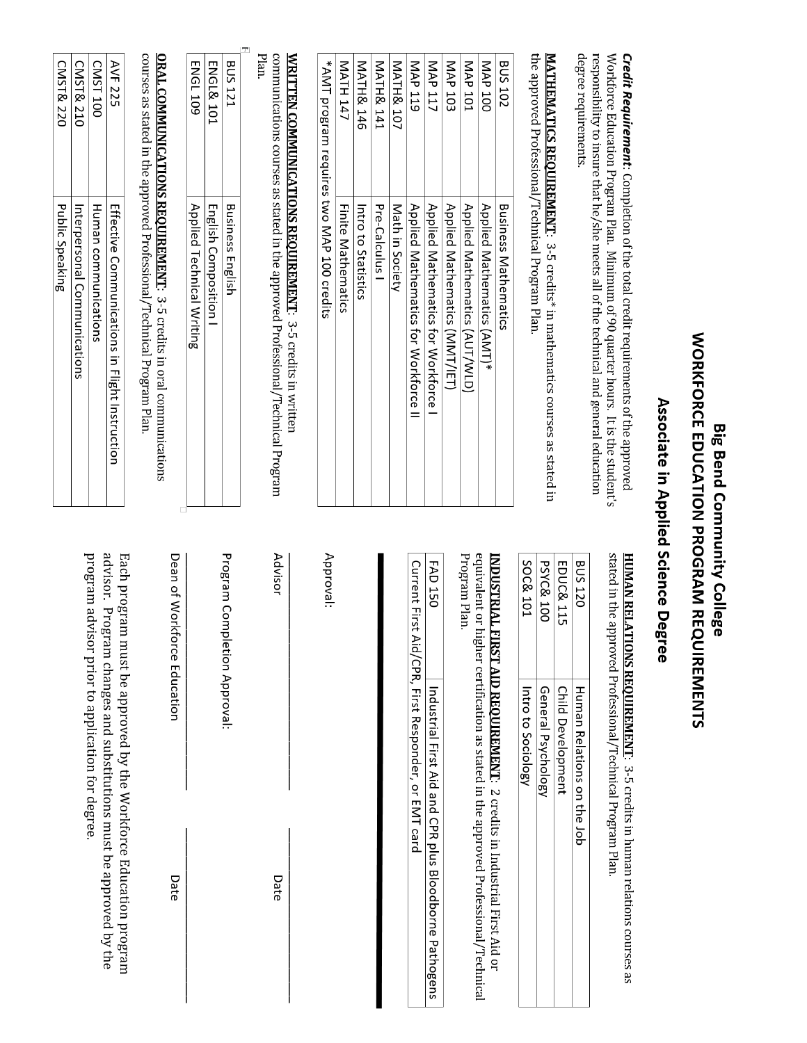# Big Bend Community College
# WORKFORCE EDUCATION PROGRAM REQUIREMENTS
## Associate in Applied Science Degree

***Credit Requirement***: Completion of the total credit requirements of the approved Workforce Education Program Plan. Minimum of 90 quarter hours. It is the student's responsibility to insure that he/she meets all of the technical and general education degree requirements.

**MATHEMATICS REQUIREMENT**: 3-5 credits* in mathematics courses as stated in the approved Professional/Technical Program Plan.

| | |
|---|---|
| BUS 102 | Business Mathematics |
| MAP 100 | Applied Mathematics (AMT)* |
| MAP 101 | Applied Mathematics (AUT/WLD) |
| MAP 103 | Applied Mathematics (MMT/IET) |
| MAP 117 | Applied Mathematics for Workforce I |
| MAP 119 | Applied Mathematics for Workforce II |
| MATH& 107 | Math in Society |
| MATH& 141 | Pre-Calculus I |
| MATH& 146 | Intro to Statistics |
| MATH 147 | Finite Mathematics |
| *AMT program requires two MAP 100 credits | |

**WRITTEN COMMUNICATIONS REQUIREMENT**: 3-5 credits in written communications courses as stated in the approved Professional/Technical Program Plan.

| | |
|---|---|
| BUS 121 | Business English |
| ENGL& 101 | English Composition I |
| ENGL 109 | Applied Technical Writing |

**ORAL COMMUNICATIONS REQUIREMENT**: 3-5 credits in oral communications courses as stated in the approved Professional/Technical Program Plan.

| | |
|---|---|
| AVF 225 | Effective Communications in Flight Instruction |
| CMST 100 | Human communications |
| CMST& 210 | Interpersonal Communications |
| CMST& 220 | Public Speaking |

**HUMAN RELATIONS REQUIREMENT**: 3-5 credits in human relations courses as stated in the approved Professional/Technical Program Plan.

| | |
|---|---|
| BUS 120 | Human Relations on the Job |
| EDUC& 115 | Child Development |
| PSYC& 100 | General Psychology |
| SOC& 101 | Intro to Sociology |

**INDUSTRIAL FIRST AID REQUIREMENT**: 2 credits in Industrial First Aid or equivalent or higher certification as stated in the approved Professional/Technical Program Plan.

| | |
|---|---|
| FAD 150 | Industrial First Aid and CPR plus Bloodborne Pathogens |
| Current First Aid/CPR, First Responder, or EMT card | |

Approval:

______________________________ ______________
Advisor Date

Program Completion Approval:

______________________________ ______________
Dean of Workforce Education Date

Each program must be approved by the Workforce Education program advisor. Program changes and substitutions must be approved by the program advisor prior to application for degree.